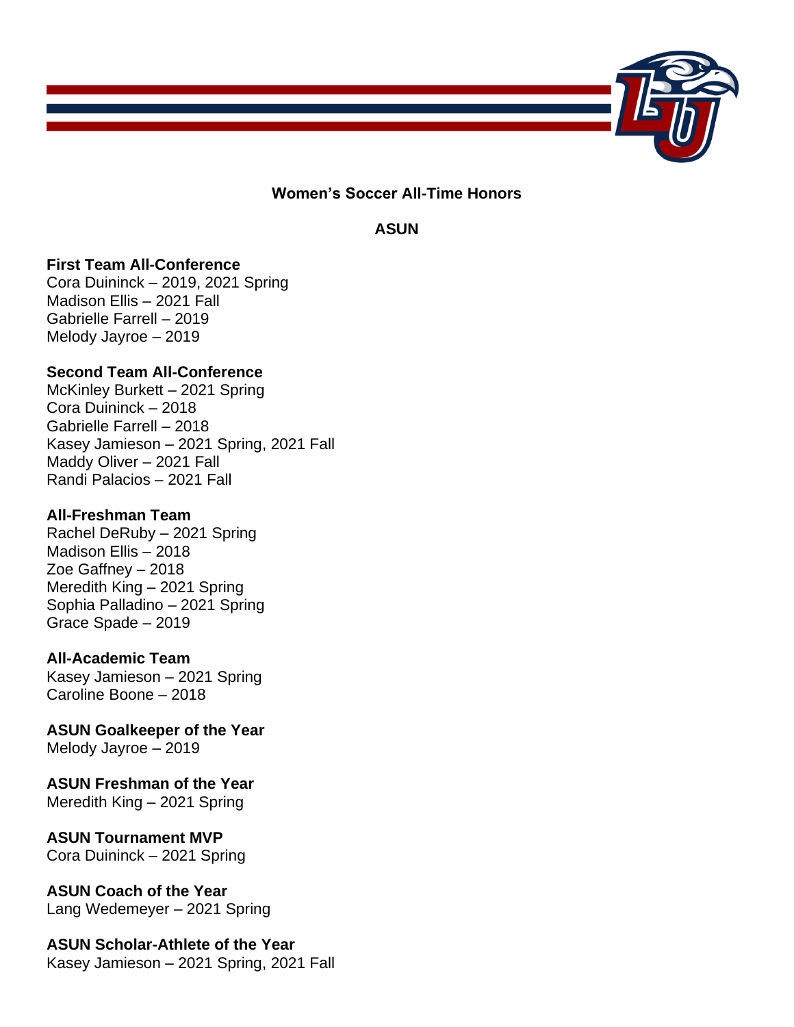# Women's Soccer All-Time Honors

## ASUN

### First Team All-Conference
Cora Duininck – 2019, 2021 Spring
Madison Ellis – 2021 Fall
Gabrielle Farrell – 2019
Melody Jayroe – 2019

### Second Team All-Conference
McKinley Burkett – 2021 Spring
Cora Duininck – 2018
Gabrielle Farrell – 2018
Kasey Jamieson – 2021 Spring, 2021 Fall
Maddy Oliver – 2021 Fall
Randi Palacios – 2021 Fall

### All-Freshman Team
Rachel DeRuby – 2021 Spring
Madison Ellis – 2018
Zoe Gaffney – 2018
Meredith King – 2021 Spring
Sophia Palladino – 2021 Spring
Grace Spade – 2019

### All-Academic Team
Kasey Jamieson – 2021 Spring
Caroline Boone – 2018

### ASUN Goalkeeper of the Year
Melody Jayroe – 2019

### ASUN Freshman of the Year
Meredith King – 2021 Spring

### ASUN Tournament MVP
Cora Duininck – 2021 Spring

### ASUN Coach of the Year
Lang Wedemeyer – 2021 Spring

### ASUN Scholar-Athlete of the Year
Kasey Jamieson – 2021 Spring, 2021 Fall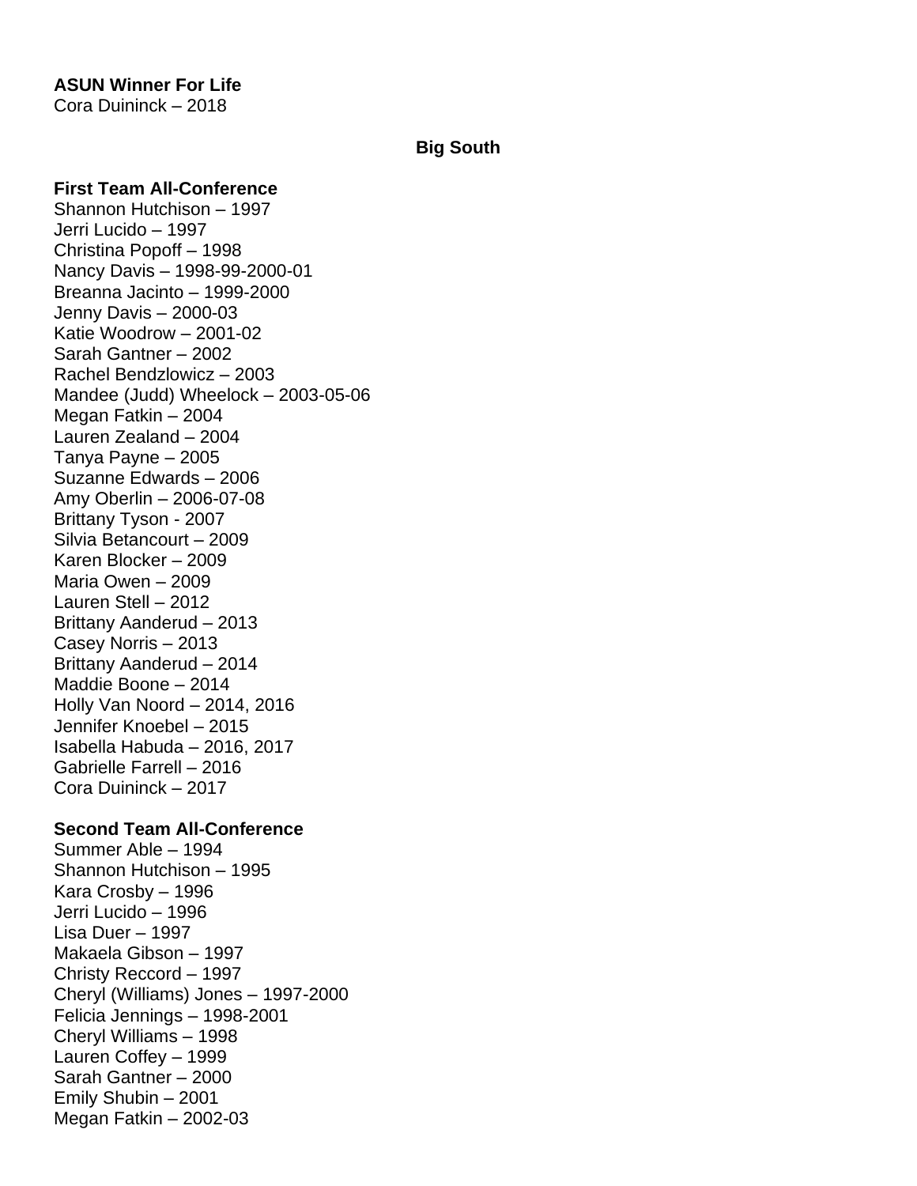**ASUN Winner For Life**
Cora Duininck – 2018

## Big South

**First Team All-Conference**
Shannon Hutchison – 1997
Jerri Lucido – 1997
Christina Popoff – 1998
Nancy Davis – 1998-99-2000-01
Breanna Jacinto – 1999-2000
Jenny Davis – 2000-03
Katie Woodrow – 2001-02
Sarah Gantner – 2002
Rachel Bendzlowicz – 2003
Mandee (Judd) Wheelock – 2003-05-06
Megan Fatkin – 2004
Lauren Zealand – 2004
Tanya Payne – 2005
Suzanne Edwards – 2006
Amy Oberlin – 2006-07-08
Brittany Tyson - 2007
Silvia Betancourt – 2009
Karen Blocker – 2009
Maria Owen – 2009
Lauren Stell – 2012
Brittany Aanderud – 2013
Casey Norris – 2013
Brittany Aanderud – 2014
Maddie Boone – 2014
Holly Van Noord – 2014, 2016
Jennifer Knoebel – 2015
Isabella Habuda – 2016, 2017
Gabrielle Farrell – 2016
Cora Duininck – 2017

**Second Team All-Conference**
Summer Able – 1994
Shannon Hutchison – 1995
Kara Crosby – 1996
Jerri Lucido – 1996
Lisa Duer – 1997
Makaela Gibson – 1997
Christy Reccord – 1997
Cheryl (Williams) Jones – 1997-2000
Felicia Jennings – 1998-2001
Cheryl Williams – 1998
Lauren Coffey – 1999
Sarah Gantner – 2000
Emily Shubin – 2001
Megan Fatkin – 2002-03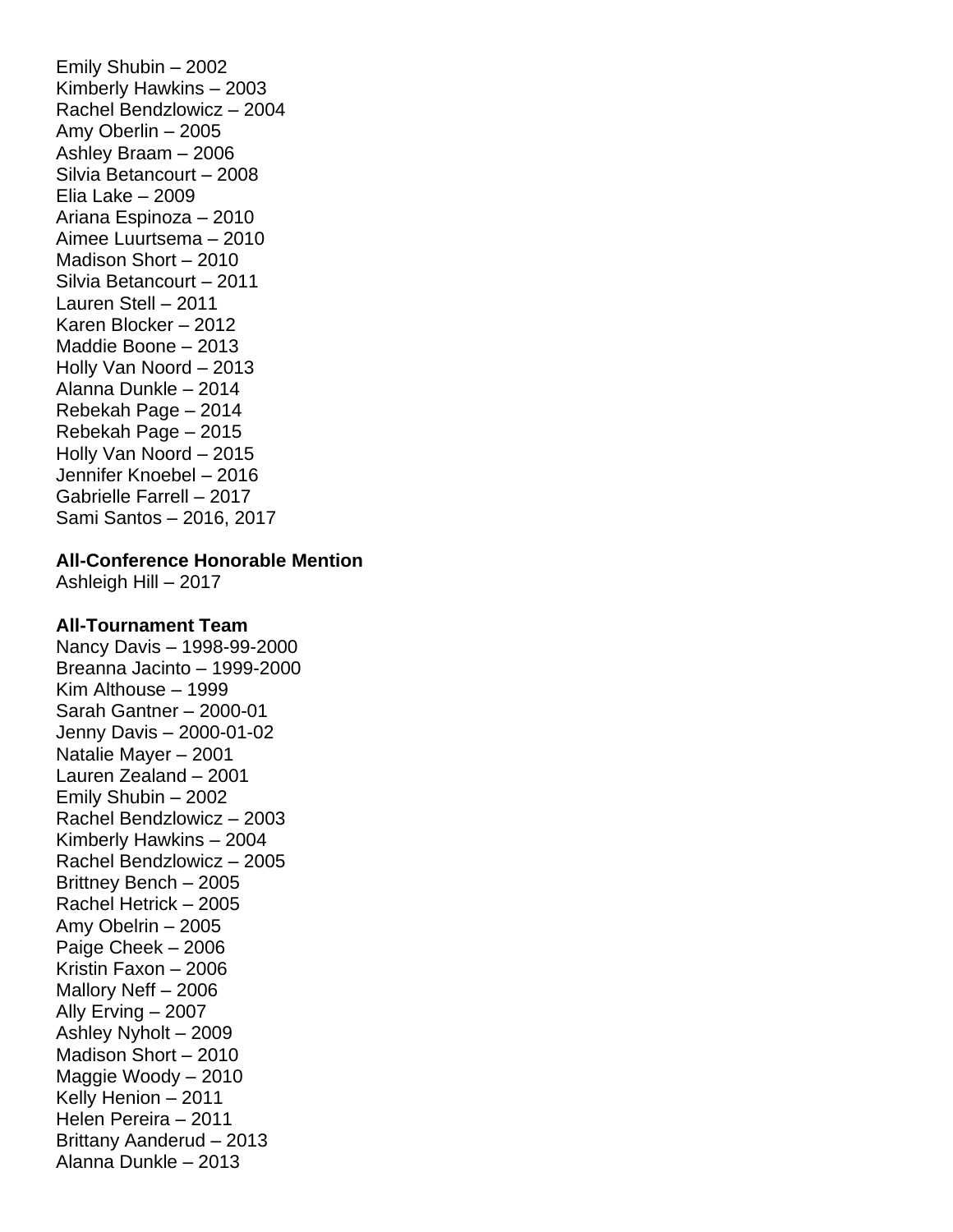Emily Shubin – 2002
Kimberly Hawkins – 2003
Rachel Bendzlowicz – 2004
Amy Oberlin – 2005
Ashley Braam – 2006
Silvia Betancourt – 2008
Elia Lake – 2009
Ariana Espinoza – 2010
Aimee Luurtsema – 2010
Madison Short – 2010
Silvia Betancourt – 2011
Lauren Stell – 2011
Karen Blocker – 2012
Maddie Boone – 2013
Holly Van Noord – 2013
Alanna Dunkle – 2014
Rebekah Page – 2014
Rebekah Page – 2015
Holly Van Noord – 2015
Jennifer Knoebel – 2016
Gabrielle Farrell – 2017
Sami Santos – 2016, 2017

**All-Conference Honorable Mention**
Ashleigh Hill – 2017

**All-Tournament Team**
Nancy Davis – 1998-99-2000
Breanna Jacinto – 1999-2000
Kim Althouse – 1999
Sarah Gantner – 2000-01
Jenny Davis – 2000-01-02
Natalie Mayer – 2001
Lauren Zealand – 2001
Emily Shubin – 2002
Rachel Bendzlowicz – 2003
Kimberly Hawkins – 2004
Rachel Bendzlowicz – 2005
Brittney Bench – 2005
Rachel Hetrick – 2005
Amy Obelrin – 2005
Paige Cheek – 2006
Kristin Faxon – 2006
Mallory Neff – 2006
Ally Erving – 2007
Ashley Nyholt – 2009
Madison Short – 2010
Maggie Woody – 2010
Kelly Henion – 2011
Helen Pereira – 2011
Brittany Aanderud – 2013
Alanna Dunkle – 2013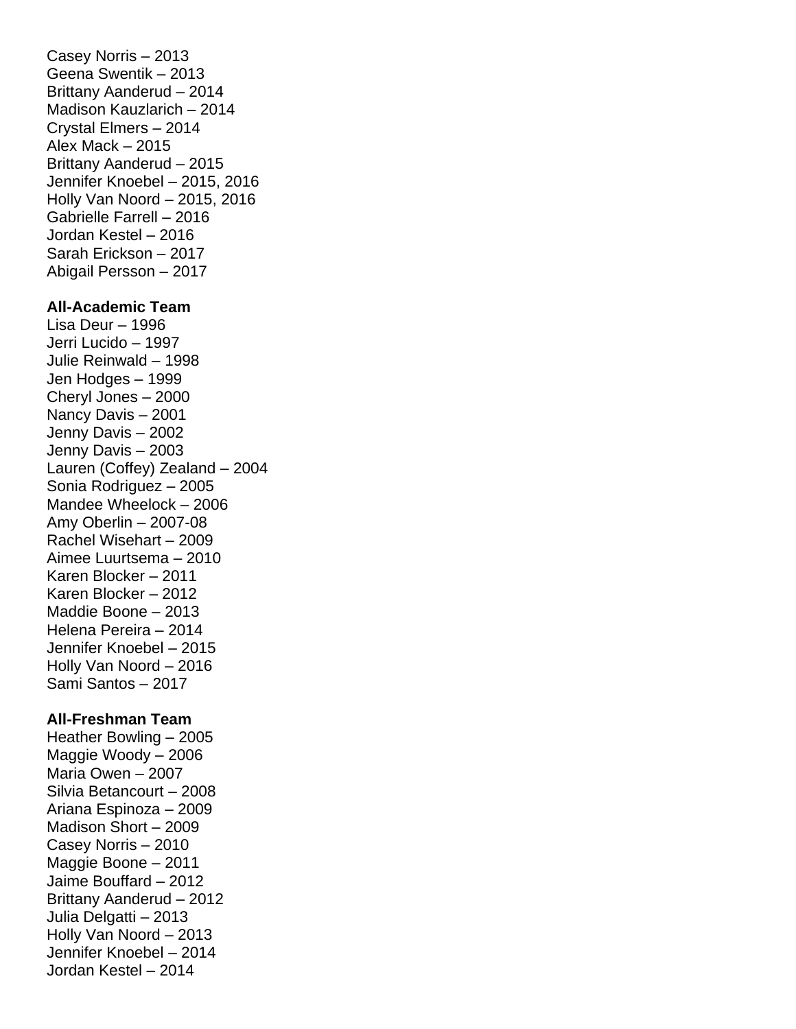Casey Norris – 2013
Geena Swentik – 2013
Brittany Aanderud – 2014
Madison Kauzlarich – 2014
Crystal Elmers – 2014
Alex Mack – 2015
Brittany Aanderud – 2015
Jennifer Knoebel – 2015, 2016
Holly Van Noord – 2015, 2016
Gabrielle Farrell – 2016
Jordan Kestel – 2016
Sarah Erickson – 2017
Abigail Persson – 2017

**All-Academic Team**

Lisa Deur – 1996
Jerri Lucido – 1997
Julie Reinwald – 1998
Jen Hodges – 1999
Cheryl Jones – 2000
Nancy Davis – 2001
Jenny Davis – 2002
Jenny Davis – 2003
Lauren (Coffey) Zealand – 2004
Sonia Rodriguez – 2005
Mandee Wheelock – 2006
Amy Oberlin – 2007-08
Rachel Wisehart – 2009
Aimee Luurtsema – 2010
Karen Blocker – 2011
Karen Blocker – 2012
Maddie Boone – 2013
Helena Pereira – 2014
Jennifer Knoebel – 2015
Holly Van Noord – 2016
Sami Santos – 2017

**All-Freshman Team**

Heather Bowling – 2005
Maggie Woody – 2006
Maria Owen – 2007
Silvia Betancourt – 2008
Ariana Espinoza – 2009
Madison Short – 2009
Casey Norris – 2010
Maggie Boone – 2011
Jaime Bouffard – 2012
Brittany Aanderud – 2012
Julia Delgatti – 2013
Holly Van Noord – 2013
Jennifer Knoebel – 2014
Jordan Kestel – 2014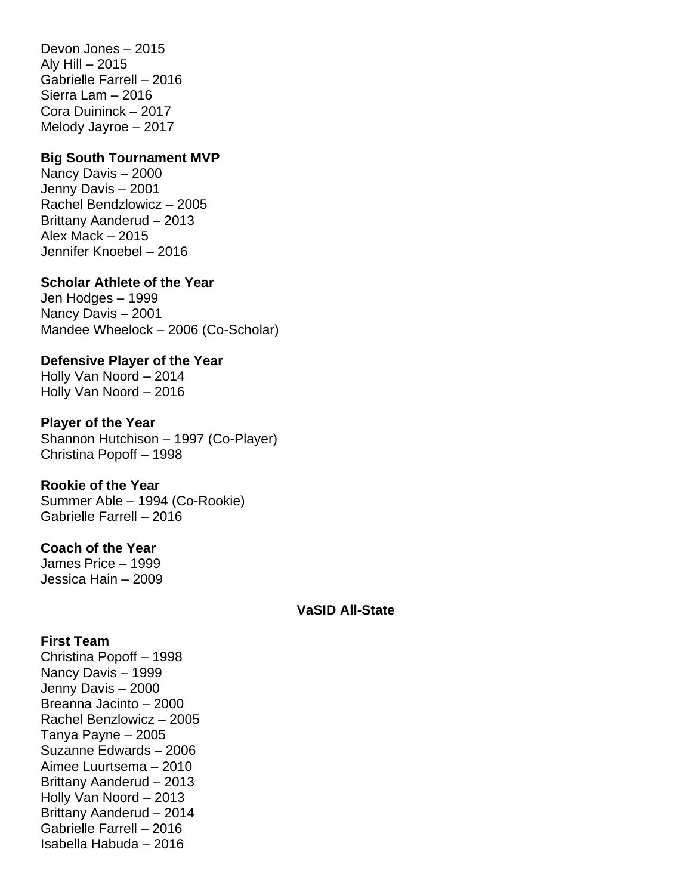Devon Jones – 2015
Aly Hill – 2015
Gabrielle Farrell – 2016
Sierra Lam – 2016
Cora Duininck – 2017
Melody Jayroe – 2017

**Big South Tournament MVP**

Nancy Davis – 2000
Jenny Davis – 2001
Rachel Bendzlowicz – 2005
Brittany Aanderud – 2013
Alex Mack – 2015
Jennifer Knoebel – 2016

**Scholar Athlete of the Year**

Jen Hodges – 1999
Nancy Davis – 2001
Mandee Wheelock – 2006 (Co-Scholar)

**Defensive Player of the Year**

Holly Van Noord – 2014
Holly Van Noord – 2016

**Player of the Year**

Shannon Hutchison – 1997 (Co-Player)
Christina Popoff – 1998

**Rookie of the Year**

Summer Able – 1994 (Co-Rookie)
Gabrielle Farrell – 2016

**Coach of the Year**

James Price – 1999
Jessica Hain – 2009

## VaSID All-State

**First Team**

Christina Popoff – 1998
Nancy Davis – 1999
Jenny Davis – 2000
Breanna Jacinto – 2000
Rachel Benzlowicz – 2005
Tanya Payne – 2005
Suzanne Edwards – 2006
Aimee Luurtsema – 2010
Brittany Aanderud – 2013
Holly Van Noord – 2013
Brittany Aanderud – 2014
Gabrielle Farrell – 2016
Isabella Habuda – 2016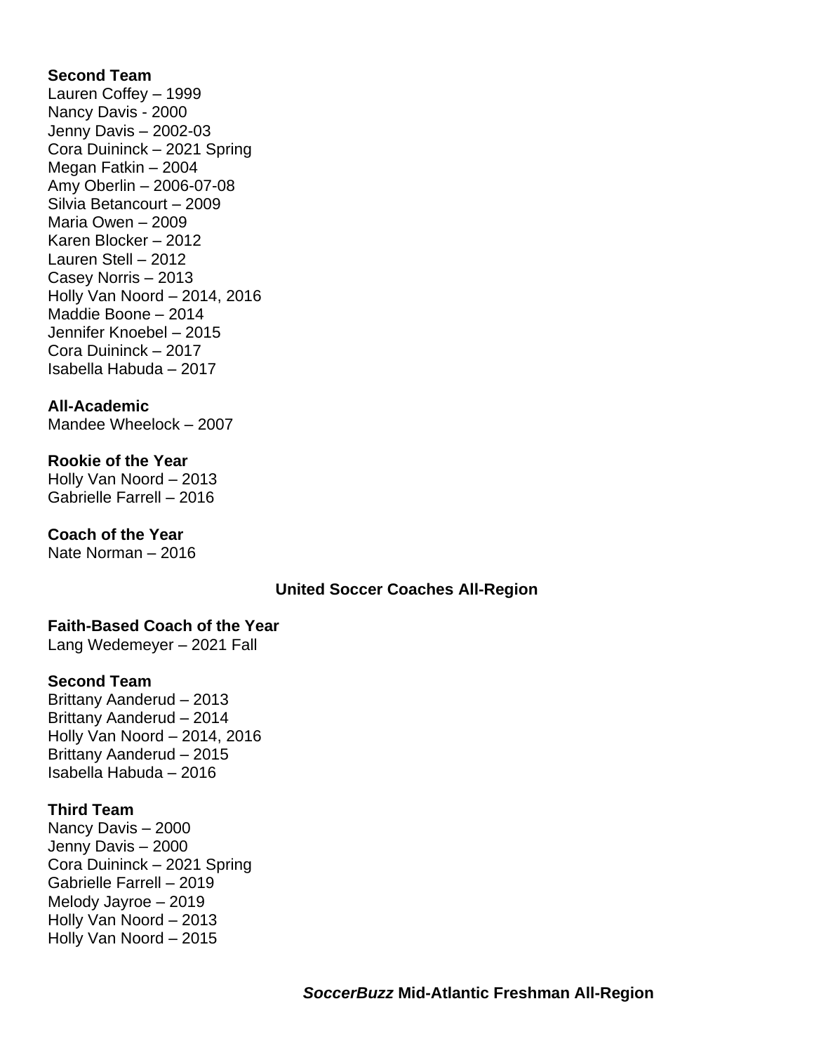**Second Team**
Lauren Coffey – 1999
Nancy Davis - 2000
Jenny Davis – 2002-03
Cora Duininck – 2021 Spring
Megan Fatkin – 2004
Amy Oberlin – 2006-07-08
Silvia Betancourt – 2009
Maria Owen – 2009
Karen Blocker – 2012
Lauren Stell – 2012
Casey Norris – 2013
Holly Van Noord – 2014, 2016
Maddie Boone – 2014
Jennifer Knoebel – 2015
Cora Duininck – 2017
Isabella Habuda – 2017

**All-Academic**
Mandee Wheelock – 2007

**Rookie of the Year**
Holly Van Noord – 2013
Gabrielle Farrell – 2016

**Coach of the Year**
Nate Norman – 2016

## United Soccer Coaches All-Region

**Faith-Based Coach of the Year**
Lang Wedemeyer – 2021 Fall

**Second Team**
Brittany Aanderud – 2013
Brittany Aanderud – 2014
Holly Van Noord – 2014, 2016
Brittany Aanderud – 2015
Isabella Habuda – 2016

**Third Team**
Nancy Davis – 2000
Jenny Davis – 2000
Cora Duininck – 2021 Spring
Gabrielle Farrell – 2019
Melody Jayroe – 2019
Holly Van Noord – 2013
Holly Van Noord – 2015

## *SoccerBuzz* Mid-Atlantic Freshman All-Region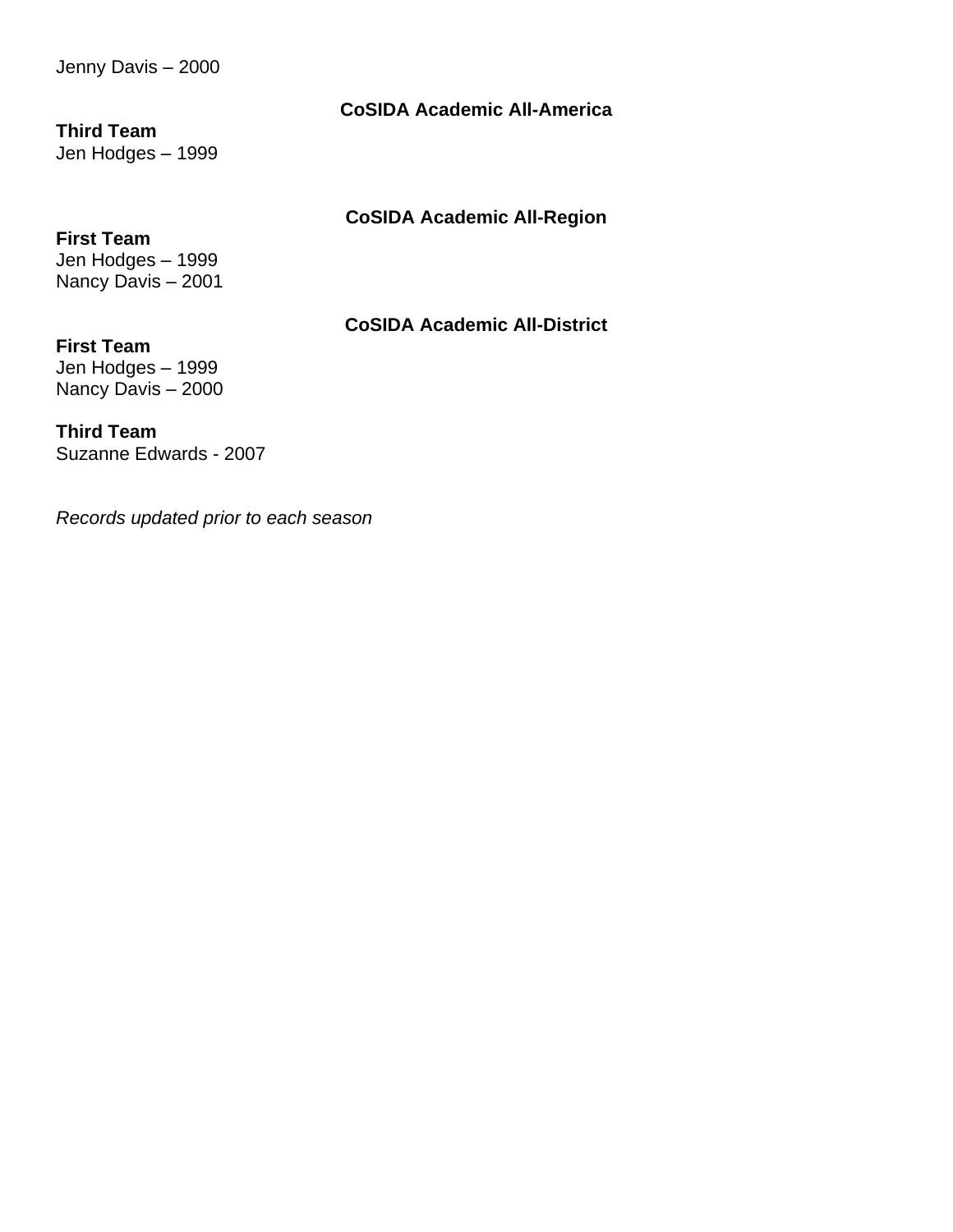Jenny Davis – 2000

### CoSIDA Academic All-America

**Third Team**
Jen Hodges – 1999

### CoSIDA Academic All-Region

**First Team**
Jen Hodges – 1999
Nancy Davis – 2001

### CoSIDA Academic All-District

**First Team**
Jen Hodges – 1999
Nancy Davis – 2000

**Third Team**
Suzanne Edwards - 2007

*Records updated prior to each season*